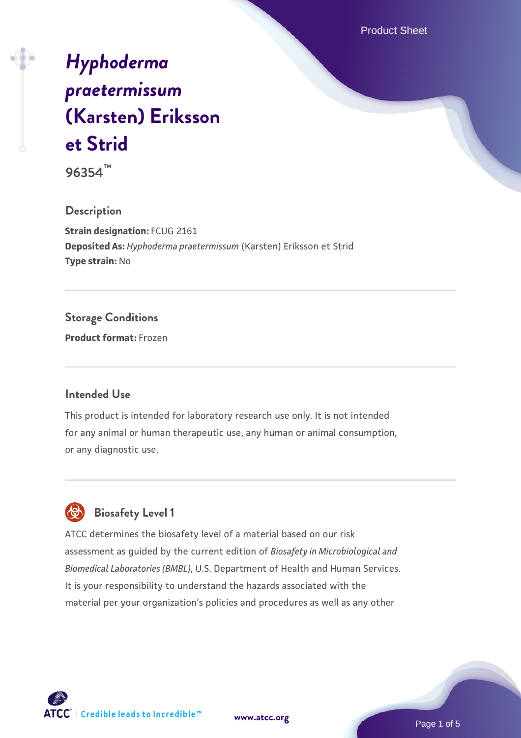# *Hyphoderma praetermissum* (Karsten) Eriksson et Strid

**96354™**

## Description

**Strain designation:** FCUG 2161
**Deposited As:** *Hyphoderma praetermissum* (Karsten) Eriksson et Strid
**Type strain:** No

## Storage Conditions

**Product format:** Frozen

## Intended Use

This product is intended for laboratory research use only. It is not intended for any animal or human therapeutic use, any human or animal consumption, or any diagnostic use.

## Biosafety Level 1

ATCC determines the biosafety level of a material based on our risk assessment as guided by the current edition of *Biosafety in Microbiological and Biomedical Laboratories (BMBL)*, U.S. Department of Health and Human Services. It is your responsibility to understand the hazards associated with the material per your organization's policies and procedures as well as any other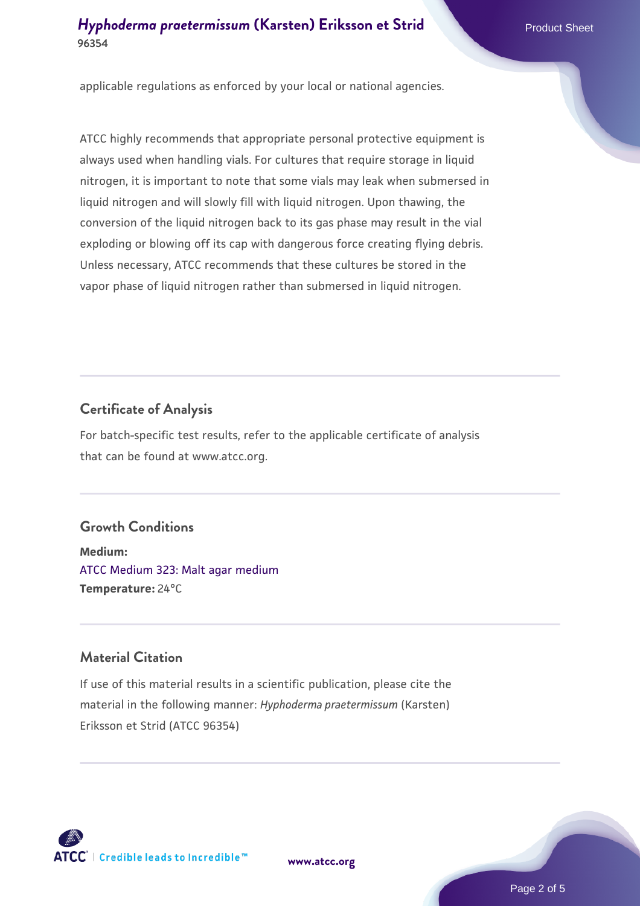applicable regulations as enforced by your local or national agencies.

ATCC highly recommends that appropriate personal protective equipment is always used when handling vials. For cultures that require storage in liquid nitrogen, it is important to note that some vials may leak when submersed in liquid nitrogen and will slowly fill with liquid nitrogen. Upon thawing, the conversion of the liquid nitrogen back to its gas phase may result in the vial exploding or blowing off its cap with dangerous force creating flying debris. Unless necessary, ATCC recommends that these cultures be stored in the vapor phase of liquid nitrogen rather than submersed in liquid nitrogen.

## Certificate of Analysis

For batch-specific test results, refer to the applicable certificate of analysis that can be found at www.atcc.org.

## Growth Conditions

**Medium:**
ATCC Medium 323: Malt agar medium
**Temperature:** 24°C

## Material Citation

If use of this material results in a scientific publication, please cite the material in the following manner: *Hyphoderma praetermissum* (Karsten) Eriksson et Strid (ATCC 96354)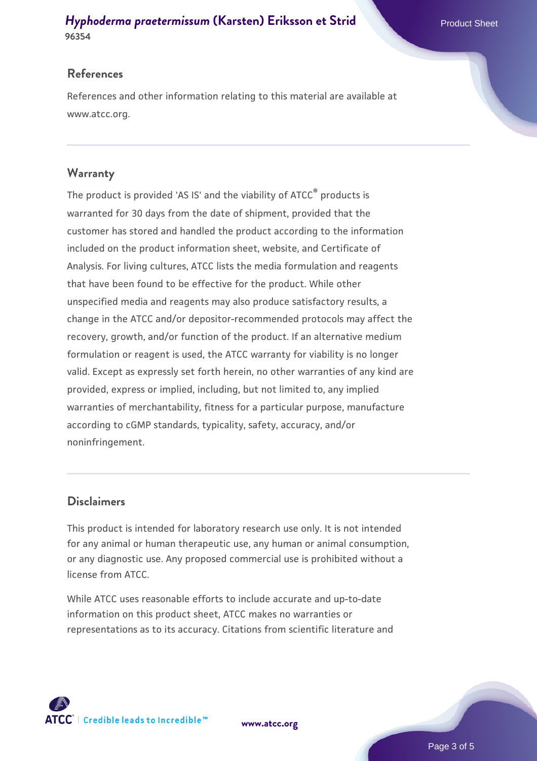## References

References and other information relating to this material are available at www.atcc.org.

## Warranty

The product is provided 'AS IS' and the viability of ATCC® products is warranted for 30 days from the date of shipment, provided that the customer has stored and handled the product according to the information included on the product information sheet, website, and Certificate of Analysis. For living cultures, ATCC lists the media formulation and reagents that have been found to be effective for the product. While other unspecified media and reagents may also produce satisfactory results, a change in the ATCC and/or depositor-recommended protocols may affect the recovery, growth, and/or function of the product. If an alternative medium formulation or reagent is used, the ATCC warranty for viability is no longer valid. Except as expressly set forth herein, no other warranties of any kind are provided, express or implied, including, but not limited to, any implied warranties of merchantability, fitness for a particular purpose, manufacture according to cGMP standards, typicality, safety, accuracy, and/or noninfringement.

## Disclaimers

This product is intended for laboratory research use only. It is not intended for any animal or human therapeutic use, any human or animal consumption, or any diagnostic use. Any proposed commercial use is prohibited without a license from ATCC.

While ATCC uses reasonable efforts to include accurate and up-to-date information on this product sheet, ATCC makes no warranties or representations as to its accuracy. Citations from scientific literature and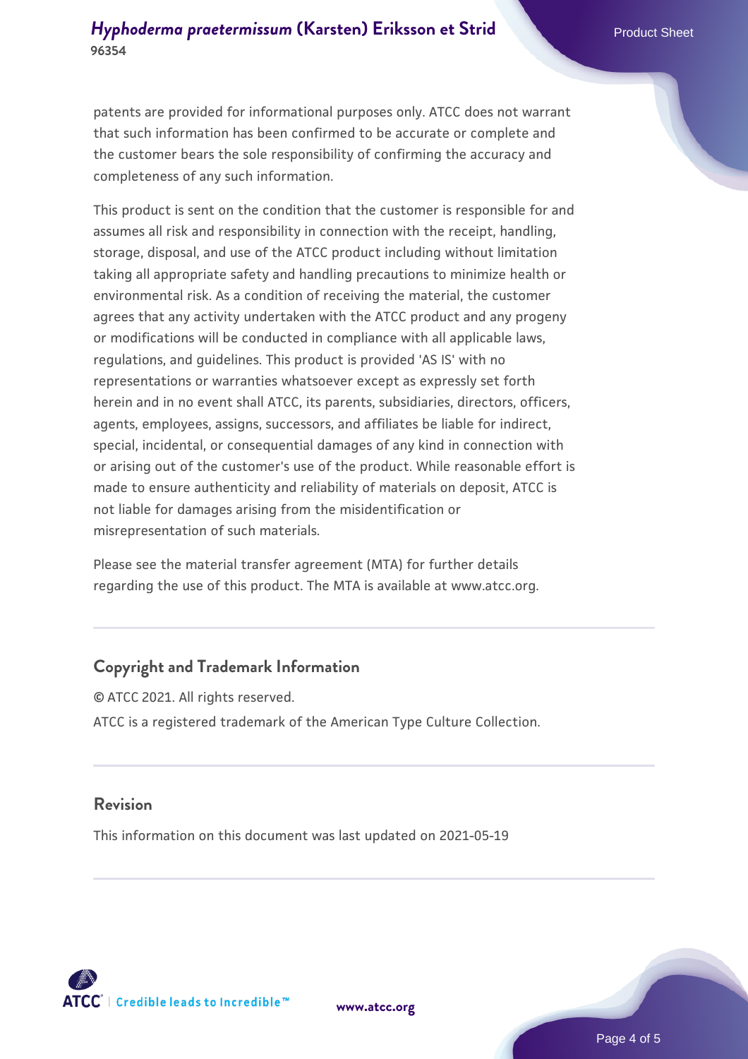patents are provided for informational purposes only. ATCC does not warrant that such information has been confirmed to be accurate or complete and the customer bears the sole responsibility of confirming the accuracy and completeness of any such information.

This product is sent on the condition that the customer is responsible for and assumes all risk and responsibility in connection with the receipt, handling, storage, disposal, and use of the ATCC product including without limitation taking all appropriate safety and handling precautions to minimize health or environmental risk. As a condition of receiving the material, the customer agrees that any activity undertaken with the ATCC product and any progeny or modifications will be conducted in compliance with all applicable laws, regulations, and guidelines. This product is provided 'AS IS' with no representations or warranties whatsoever except as expressly set forth herein and in no event shall ATCC, its parents, subsidiaries, directors, officers, agents, employees, assigns, successors, and affiliates be liable for indirect, special, incidental, or consequential damages of any kind in connection with or arising out of the customer's use of the product. While reasonable effort is made to ensure authenticity and reliability of materials on deposit, ATCC is not liable for damages arising from the misidentification or misrepresentation of such materials.

Please see the material transfer agreement (MTA) for further details regarding the use of this product. The MTA is available at www.atcc.org.

## Copyright and Trademark Information

© ATCC 2021. All rights reserved.

ATCC is a registered trademark of the American Type Culture Collection.

## Revision

This information on this document was last updated on 2021-05-19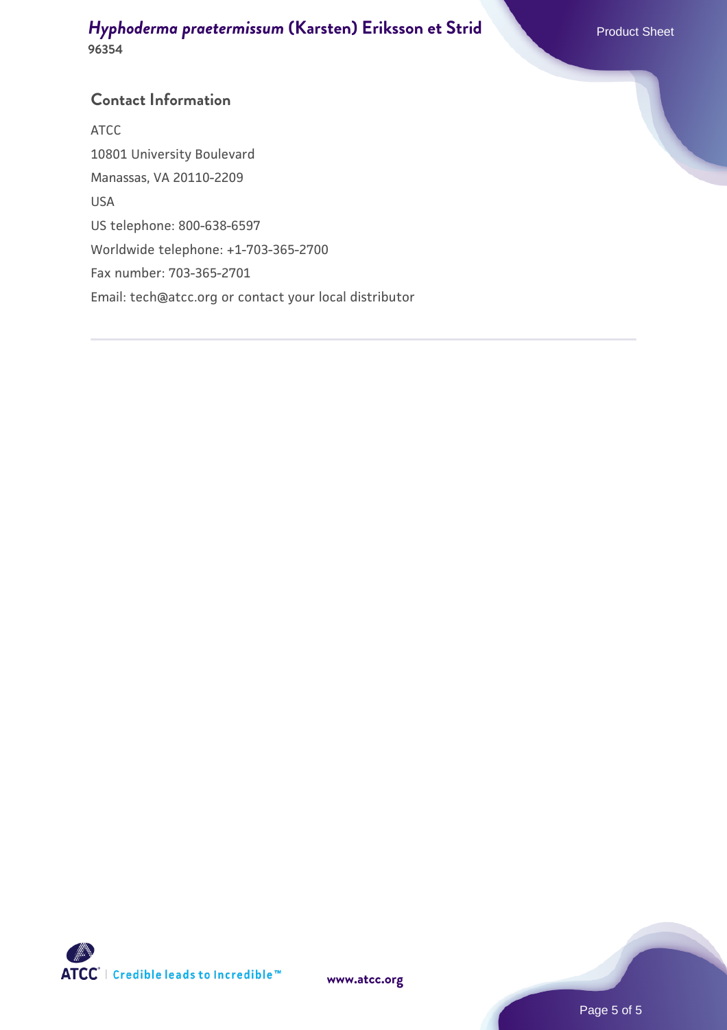## Contact Information

ATCC

10801 University Boulevard

Manassas, VA 20110-2209

USA

US telephone: 800-638-6597

Worldwide telephone: +1-703-365-2700

Fax number: 703-365-2701

Email: tech@atcc.org or contact your local distributor